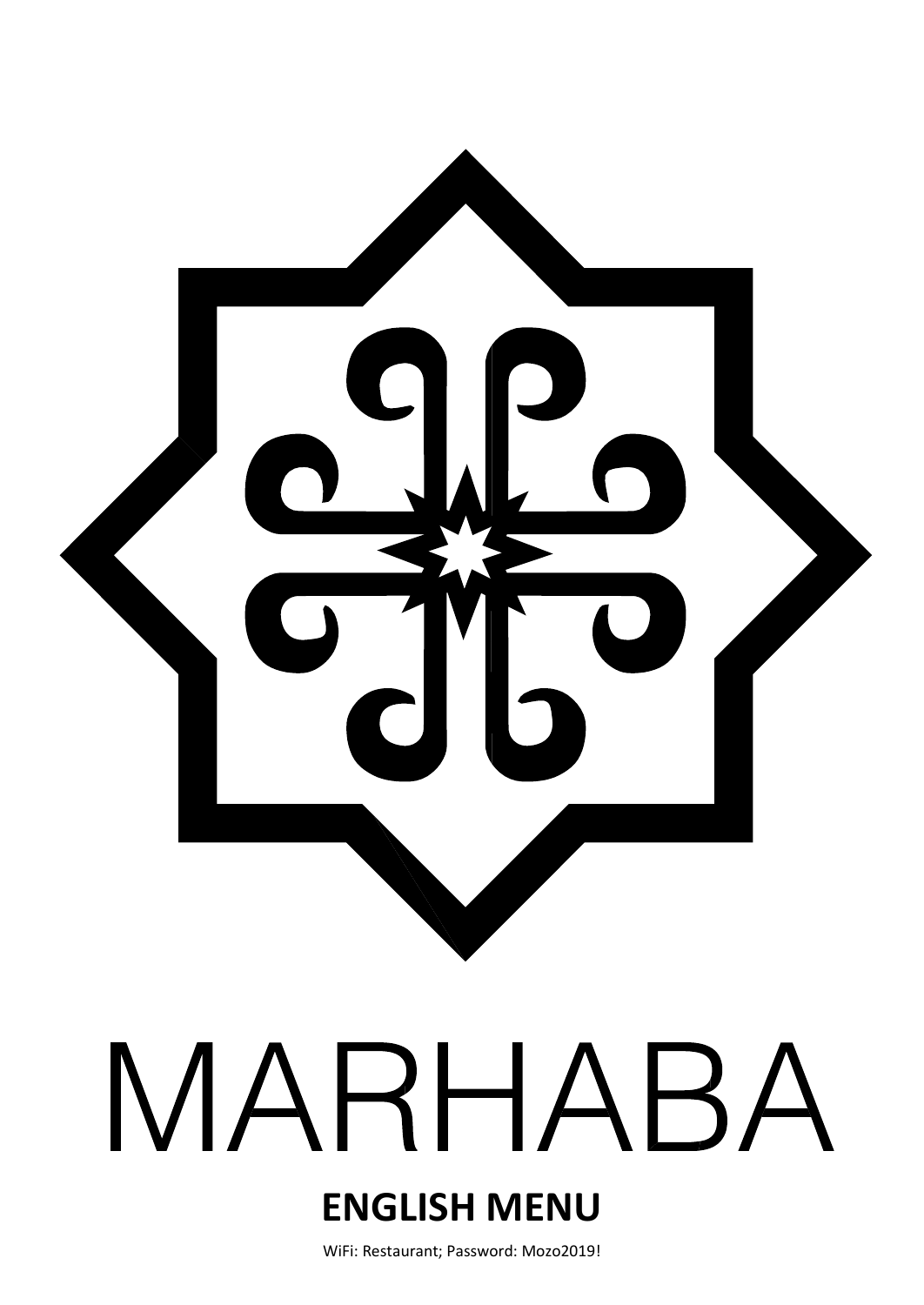# MARHABA

## ENGLISH MENU

WiFi: Restaurant; Password: Mozo2019!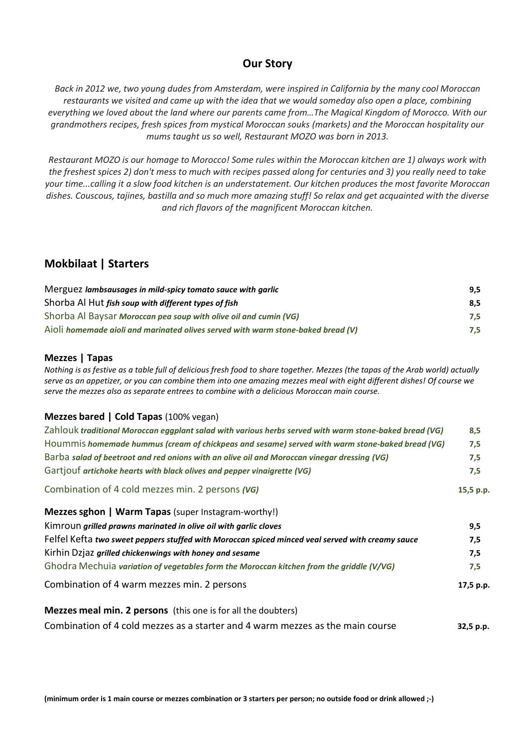## Our Story

*Back in 2012 we, two young dudes from Amsterdam, were inspired in California by the many cool Moroccan restaurants we visited and came up with the idea that we would someday also open a place, combining everything we loved about the land where our parents came from…The Magical Kingdom of Morocco. With our grandmothers recipes, fresh spices from mystical Moroccan souks (markets) and the Moroccan hospitality our mums taught us so well, Restaurant MOZO was born in 2013.*

*Restaurant MOZO is our homage to Morocco! Some rules within the Moroccan kitchen are 1) always work with the freshest spices 2) don't mess to much with recipes passed along for centuries and 3) you really need to take your time...calling it a slow food kitchen is an understatement. Our kitchen produces the most favorite Moroccan dishes. Couscous, tajines, bastilla and so much more amazing stuff! So relax and get acquainted with the diverse and rich flavors of the magnificent Moroccan kitchen.*

## Mokbilaat | Starters

| | |
|---|---|
| Merguez ***lambsausages in mild-spicy tomato sauce with garlic*** | **9,5** |
| Shorba Al Hut ***fish soup with different types of fish*** | **8,5** |
| Shorba Al Baysar ***Moroccan pea soup with olive oil and cumin (VG)*** | **7,5** |
| Aioli ***homemade aioli and marinated olives served with warm stone-baked bread (V)*** | **7,5** |

### Mezzes | Tapas

*Nothing is as festive as a table full of delicious fresh food to share together. Mezzes (the tapas of the Arab world) actually serve as an appetizer, or you can combine them into one amazing mezzes meal with eight different dishes! Of course we serve the mezzes also as separate entrees to combine with a delicious Moroccan main course.*

### Mezzes bared | Cold Tapas (100% vegan)

| | |
|---|---|
| Zahlouk ***traditional Moroccan eggplant salad with various herbs served with warm stone-baked bread (VG)*** | **8,5** |
| Hoummis ***homemade hummus (cream of chickpeas and sesame) served with warm stone-baked bread (VG)*** | **7,5** |
| Barba ***salad of beetroot and red onions with an olive oil and Moroccan vinegar dressing (VG)*** | **7,5** |
| Gartjouf ***artichoke hearts with black olives and pepper vinaigrette (VG)*** | **7,5** |
| Combination of 4 cold mezzes min. 2 persons ***(VG)*** | **15,5 p.p.** |

### Mezzes sghon | Warm Tapas (super Instagram-worthy!)

| | |
|---|---|
| Kimroun ***grilled prawns marinated in olive oil with garlic cloves*** | **9,5** |
| Felfel Kefta ***two sweet peppers stuffed with Moroccan spiced minced veal served with creamy sauce*** | **7,5** |
| Kirhin Dzjaz ***grilled chickenwings with honey and sesame*** | **7,5** |
| Ghodra Mechuia ***variation of vegetables form the Moroccan kitchen from the griddle (V/VG)*** | **7,5** |
| Combination of 4 warm mezzes min. 2 persons | **17,5 p.p.** |

### Mezzes meal min. 2 persons (this one is for all the doubters)

| | |
|---|---|
| Combination of 4 cold mezzes as a starter and 4 warm mezzes as the main course | **32,5 p.p.** |

**(minimum order is 1 main course or mezzes combination or 3 starters per person; no outside food or drink allowed ;-)**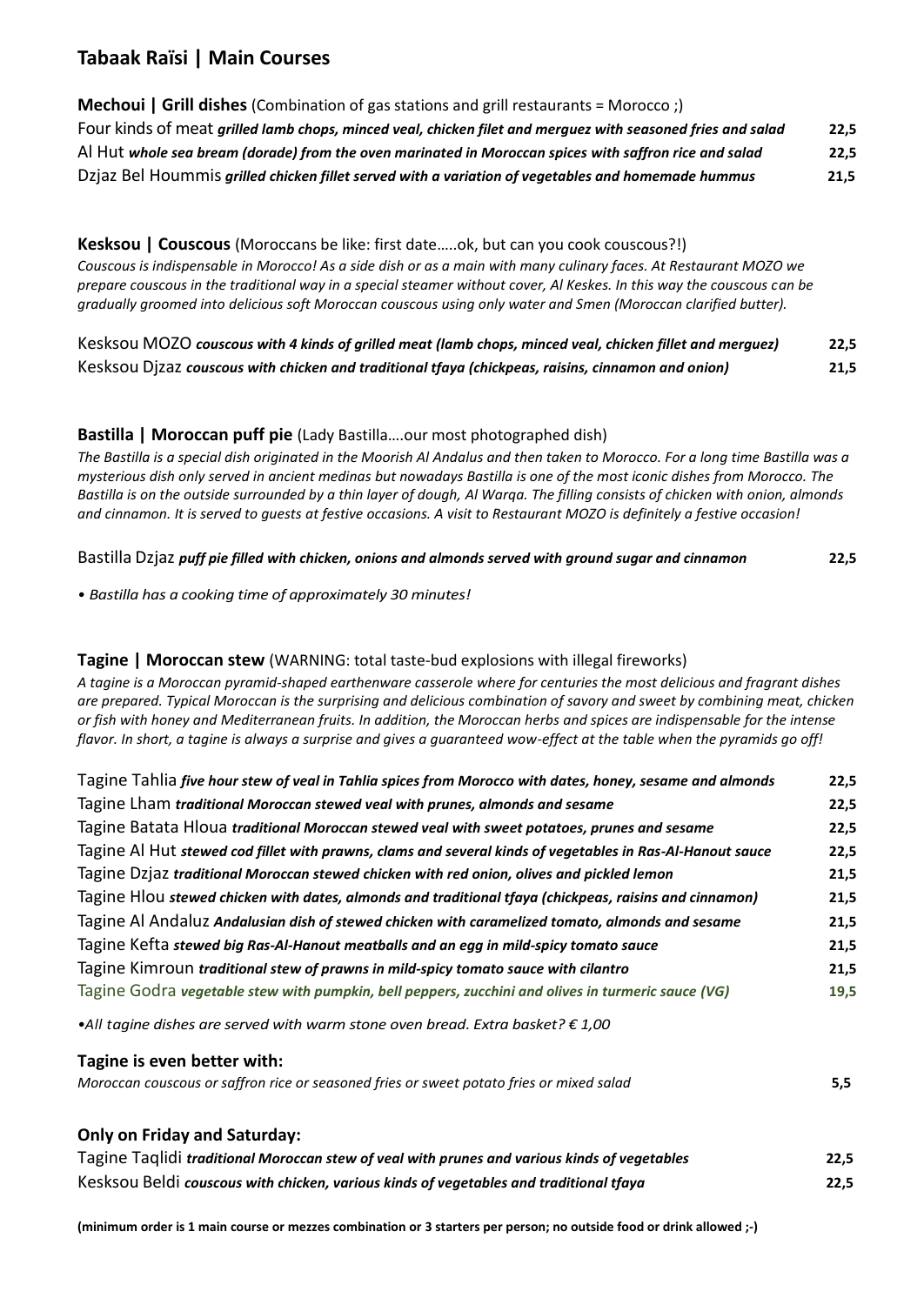## Tabaak Raïsi | Main Courses

**Mechoui | Grill dishes** (Combination of gas stations and grill restaurants = Morocco ;)

| | |
|---|---|
| Four kinds of meat ***grilled lamb chops, minced veal, chicken filet and merguez with seasoned fries and salad*** | 22,5 |
| Al Hut ***whole sea bream (dorade) from the oven marinated in Moroccan spices with saffron rice and salad*** | 22,5 |
| Dzjaz Bel Hoummis ***grilled chicken fillet served with a variation of vegetables and homemade hummus*** | 21,5 |

**Kesksou | Couscous** (Moroccans be like: first date…..ok, but can you cook couscous?!)

*Couscous is indispensable in Morocco! As a side dish or as a main with many culinary faces. At Restaurant MOZO we prepare couscous in the traditional way in a special steamer without cover, Al Keskes. In this way the couscous can be gradually groomed into delicious soft Moroccan couscous using only water and Smen (Moroccan clarified butter).*

| | |
|---|---|
| Kesksou MOZO ***couscous with 4 kinds of grilled meat (lamb chops, minced veal, chicken fillet and merguez)*** | 22,5 |
| Kesksou Djzaz ***couscous with chicken and traditional tfaya (chickpeas, raisins, cinnamon and onion)*** | 21,5 |

**Bastilla | Moroccan puff pie** (Lady Bastilla….our most photographed dish)

*The Bastilla is a special dish originated in the Moorish Al Andalus and then taken to Morocco. For a long time Bastilla was a mysterious dish only served in ancient medinas but nowadays Bastilla is one of the most iconic dishes from Morocco. The Bastilla is on the outside surrounded by a thin layer of dough, Al Warqa. The filling consists of chicken with onion, almonds and cinnamon. It is served to guests at festive occasions. A visit to Restaurant MOZO is definitely a festive occasion!*

| | |
|---|---|
| Bastilla Dzjaz ***puff pie filled with chicken, onions and almonds served with ground sugar and cinnamon*** | 22,5 |

*• Bastilla has a cooking time of approximately 30 minutes!*

**Tagine | Moroccan stew** (WARNING: total taste-bud explosions with illegal fireworks)

*A tagine is a Moroccan pyramid-shaped earthenware casserole where for centuries the most delicious and fragrant dishes are prepared. Typical Moroccan is the surprising and delicious combination of savory and sweet by combining meat, chicken or fish with honey and Mediterranean fruits. In addition, the Moroccan herbs and spices are indispensable for the intense flavor. In short, a tagine is always a surprise and gives a guaranteed wow-effect at the table when the pyramids go off!*

| | |
|---|---|
| Tagine Tahlia ***five hour stew of veal in Tahlia spices from Morocco with dates, honey, sesame and almonds*** | 22,5 |
| Tagine Lham ***traditional Moroccan stewed veal with prunes, almonds and sesame*** | 22,5 |
| Tagine Batata Hloua ***traditional Moroccan stewed veal with sweet potatoes, prunes and sesame*** | 22,5 |
| Tagine Al Hut ***stewed cod fillet with prawns, clams and several kinds of vegetables in Ras-Al-Hanout sauce*** | 22,5 |
| Tagine Dzjaz ***traditional Moroccan stewed chicken with red onion, olives and pickled lemon*** | 21,5 |
| Tagine Hlou ***stewed chicken with dates, almonds and traditional tfaya (chickpeas, raisins and cinnamon)*** | 21,5 |
| Tagine Al Andaluz ***Andalusian dish of stewed chicken with caramelized tomato, almonds and sesame*** | 21,5 |
| Tagine Kefta ***stewed big Ras-Al-Hanout meatballs and an egg in mild-spicy tomato sauce*** | 21,5 |
| Tagine Kimroun ***traditional stew of prawns in mild-spicy tomato sauce with cilantro*** | 21,5 |
| Tagine Godra ***vegetable stew with pumpkin, bell peppers, zucchini and olives in turmeric sauce (VG)*** | 19,5 |

*•All tagine dishes are served with warm stone oven bread. Extra basket? € 1,00*

**Tagine is even better with:**

| | |
|---|---|
| *Moroccan couscous or saffron rice or seasoned fries or sweet potato fries or mixed salad* | 5,5 |

**Only on Friday and Saturday:**

| | |
|---|---|
| Tagine Taqlidi ***traditional Moroccan stew of veal with prunes and various kinds of vegetables*** | 22,5 |
| Kesksou Beldi ***couscous with chicken, various kinds of vegetables and traditional tfaya*** | 22,5 |

**(minimum order is 1 main course or mezzes combination or 3 starters per person; no outside food or drink allowed ;-)**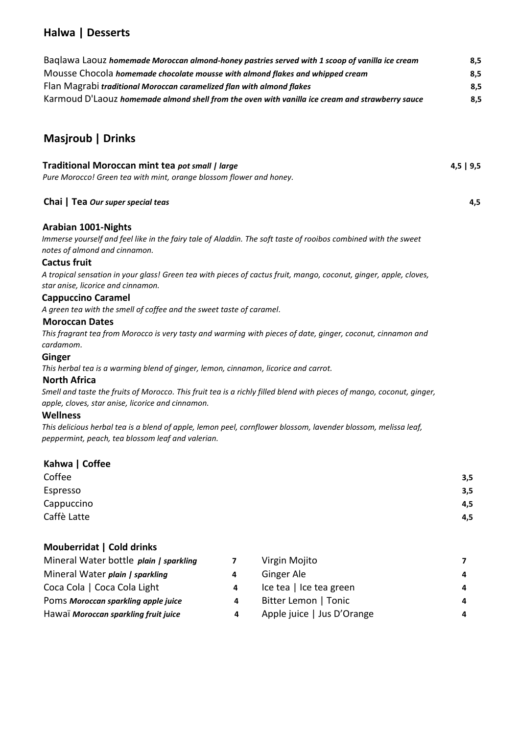## Halwa | Desserts

| | | |
|---|---|---|
| Baqlawa Laouz | ***homemade Moroccan almond-honey pastries served with 1 scoop of vanilla ice cream*** | 8,5 |
| Mousse Chocola | ***homemade chocolate mousse with almond flakes and whipped cream*** | 8,5 |
| Flan Magrabi | ***traditional Moroccan caramelized flan with almond flakes*** | 8,5 |
| Karmoud D'Laouz | ***homemade almond shell from the oven with vanilla ice cream and strawberry sauce*** | 8,5 |

## Masjroub | Drinks

**Traditional Moroccan mint tea** ***pot small | large*** — 4,5 | 9,5

*Pure Morocco! Green tea with mint, orange blossom flower and honey.*

**Chai | Tea** ***Our super special teas*** — 4,5

**Arabian 1001-Nights**

*Immerse yourself and feel like in the fairy tale of Aladdin. The soft taste of rooibos combined with the sweet notes of almond and cinnamon.*

**Cactus fruit**

*A tropical sensation in your glass! Green tea with pieces of cactus fruit, mango, coconut, ginger, apple, cloves, star anise, licorice and cinnamon.*

**Cappuccino Caramel**

*A green tea with the smell of coffee and the sweet taste of caramel.*

**Moroccan Dates**

*This fragrant tea from Morocco is very tasty and warming with pieces of date, ginger, coconut, cinnamon and cardamom.*

**Ginger**

*This herbal tea is a warming blend of ginger, lemon, cinnamon, licorice and carrot.*

**North Africa**

*Smell and taste the fruits of Morocco. This fruit tea is a richly filled blend with pieces of mango, coconut, ginger, apple, cloves, star anise, licorice and cinnamon.*

**Wellness**

*This delicious herbal tea is a blend of apple, lemon peel, cornflower blossom, lavender blossom, melissa leaf, peppermint, peach, tea blossom leaf and valerian.*

### Kahwa | Coffee

| | |
|---|---|
| Coffee | 3,5 |
| Espresso | 3,5 |
| Cappuccino | 4,5 |
| Caffè Latte | 4,5 |

### Mouberridat | Cold drinks

| | | | |
|---|---|---|---|
| Mineral Water bottle ***plain | sparkling*** | 7 | Virgin Mojito | 7 |
| Mineral Water ***plain | sparkling*** | 4 | Ginger Ale | 4 |
| Coca Cola | Coca Cola Light | 4 | Ice tea | Ice tea green | 4 |
| Poms ***Moroccan sparkling apple juice*** | 4 | Bitter Lemon | Tonic | 4 |
| Hawaï ***Moroccan sparkling fruit juice*** | 4 | Apple juice | Jus D'Orange | 4 |